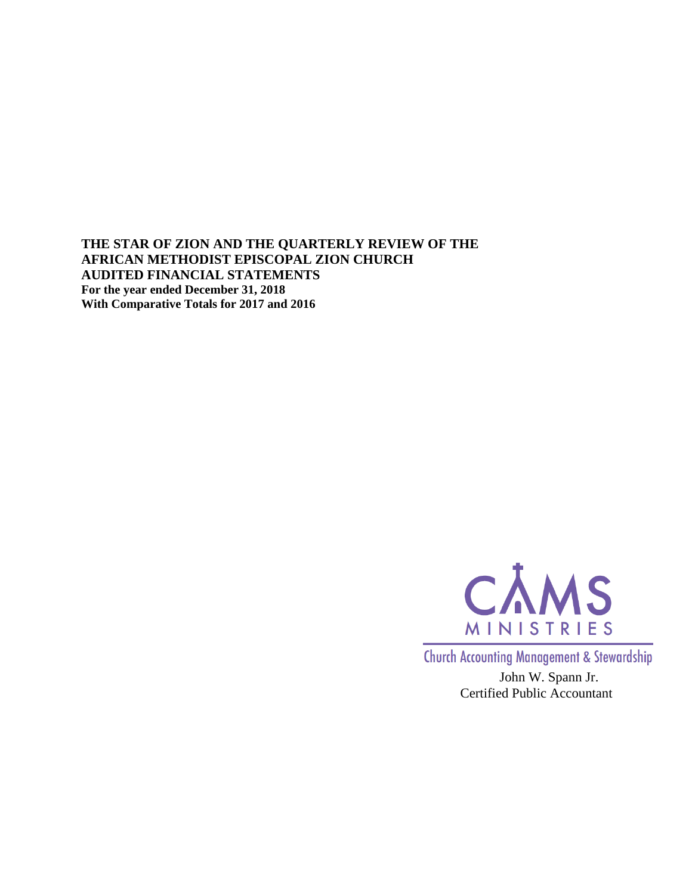**THE STAR OF ZION AND THE QUARTERLY REVIEW OF THE AFRICAN METHODIST EPISCOPAL ZION CHURCH**
**AUDITED FINANCIAL STATEMENTS**
**For the year ended December 31, 2018**
**With Comparative Totals for 2017 and 2016**

CAMS MINISTRIES

Church Accounting Management & Stewardship

John W. Spann Jr.
Certified Public Accountant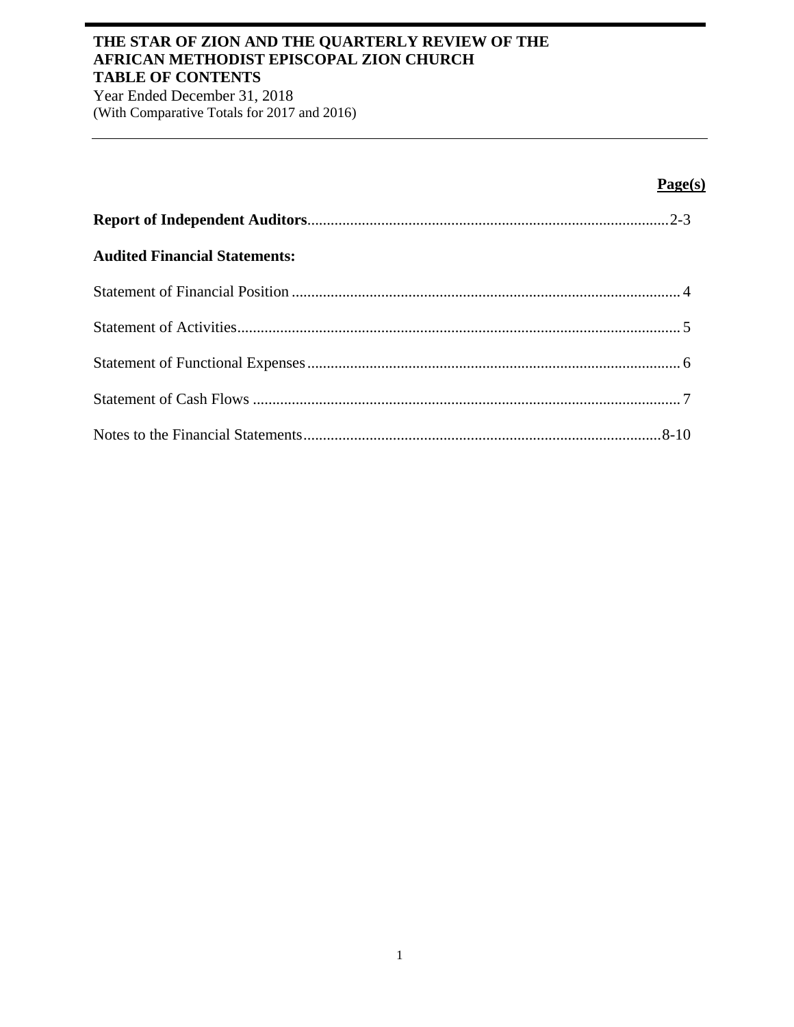# THE STAR OF ZION AND THE QUARTERLY REVIEW OF THE AFRICAN METHODIST EPISCOPAL ZION CHURCH

## TABLE OF CONTENTS

Year Ended December 31, 2018
(With Comparative Totals for 2017 and 2016)

| | Page(s) |
|---|---|
| **Report of Independent Auditors** | 2-3 |
| **Audited Financial Statements:** | |
| Statement of Financial Position | 4 |
| Statement of Activities | 5 |
| Statement of Functional Expenses | 6 |
| Statement of Cash Flows | 7 |
| Notes to the Financial Statements | 8-10 |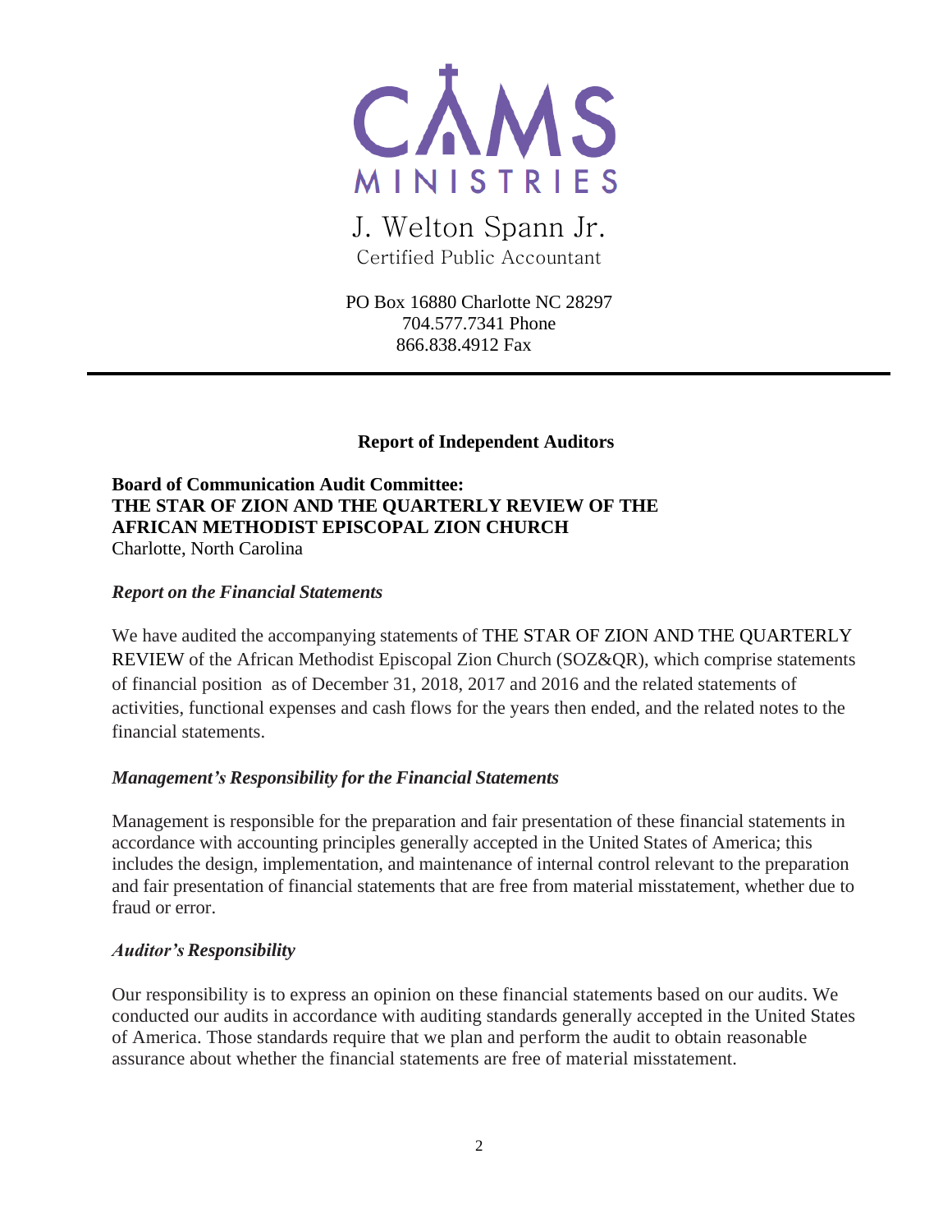CAMS MINISTRIES

J. Welton Spann Jr.
Certified Public Accountant

PO Box 16880 Charlotte NC 28297
704.577.7341 Phone
866.838.4912 Fax

---

## Report of Independent Auditors

**Board of Communication Audit Committee:**
**THE STAR OF ZION AND THE QUARTERLY REVIEW OF THE AFRICAN METHODIST EPISCOPAL ZION CHURCH**
Charlotte, North Carolina

***Report on the Financial Statements***

We have audited the accompanying statements of THE STAR OF ZION AND THE QUARTERLY REVIEW of the African Methodist Episcopal Zion Church (SOZ&QR), which comprise statements of financial position as of December 31, 2018, 2017 and 2016 and the related statements of activities, functional expenses and cash flows for the years then ended, and the related notes to the financial statements.

***Management's Responsibility for the Financial Statements***

Management is responsible for the preparation and fair presentation of these financial statements in accordance with accounting principles generally accepted in the United States of America; this includes the design, implementation, and maintenance of internal control relevant to the preparation and fair presentation of financial statements that are free from material misstatement, whether due to fraud or error.

***Auditor's Responsibility***

Our responsibility is to express an opinion on these financial statements based on our audits. We conducted our audits in accordance with auditing standards generally accepted in the United States of America. Those standards require that we plan and perform the audit to obtain reasonable assurance about whether the financial statements are free of material misstatement.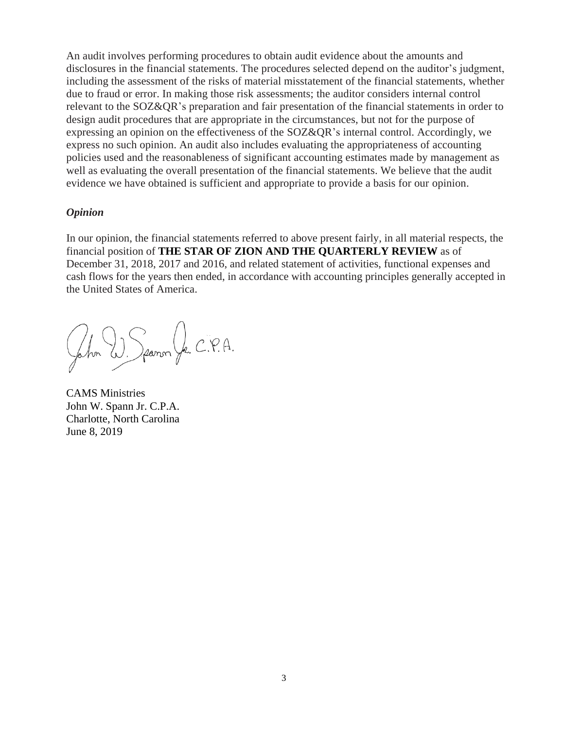An audit involves performing procedures to obtain audit evidence about the amounts and disclosures in the financial statements. The procedures selected depend on the auditor's judgment, including the assessment of the risks of material misstatement of the financial statements, whether due to fraud or error. In making those risk assessments; the auditor considers internal control relevant to the SOZ&QR's preparation and fair presentation of the financial statements in order to design audit procedures that are appropriate in the circumstances, but not for the purpose of expressing an opinion on the effectiveness of the SOZ&QR's internal control. Accordingly, we express no such opinion. An audit also includes evaluating the appropriateness of accounting policies used and the reasonableness of significant accounting estimates made by management as well as evaluating the overall presentation of the financial statements. We believe that the audit evidence we have obtained is sufficient and appropriate to provide a basis for our opinion.

***Opinion***

In our opinion, the financial statements referred to above present fairly, in all material respects, the financial position of **THE STAR OF ZION AND THE QUARTERLY REVIEW** as of December 31, 2018, 2017 and 2016, and related statement of activities, functional expenses and cash flows for the years then ended, in accordance with accounting principles generally accepted in the United States of America.

John W. Spann Jr. C.P.A.

CAMS Ministries
John W. Spann Jr. C.P.A.
Charlotte, North Carolina
June 8, 2019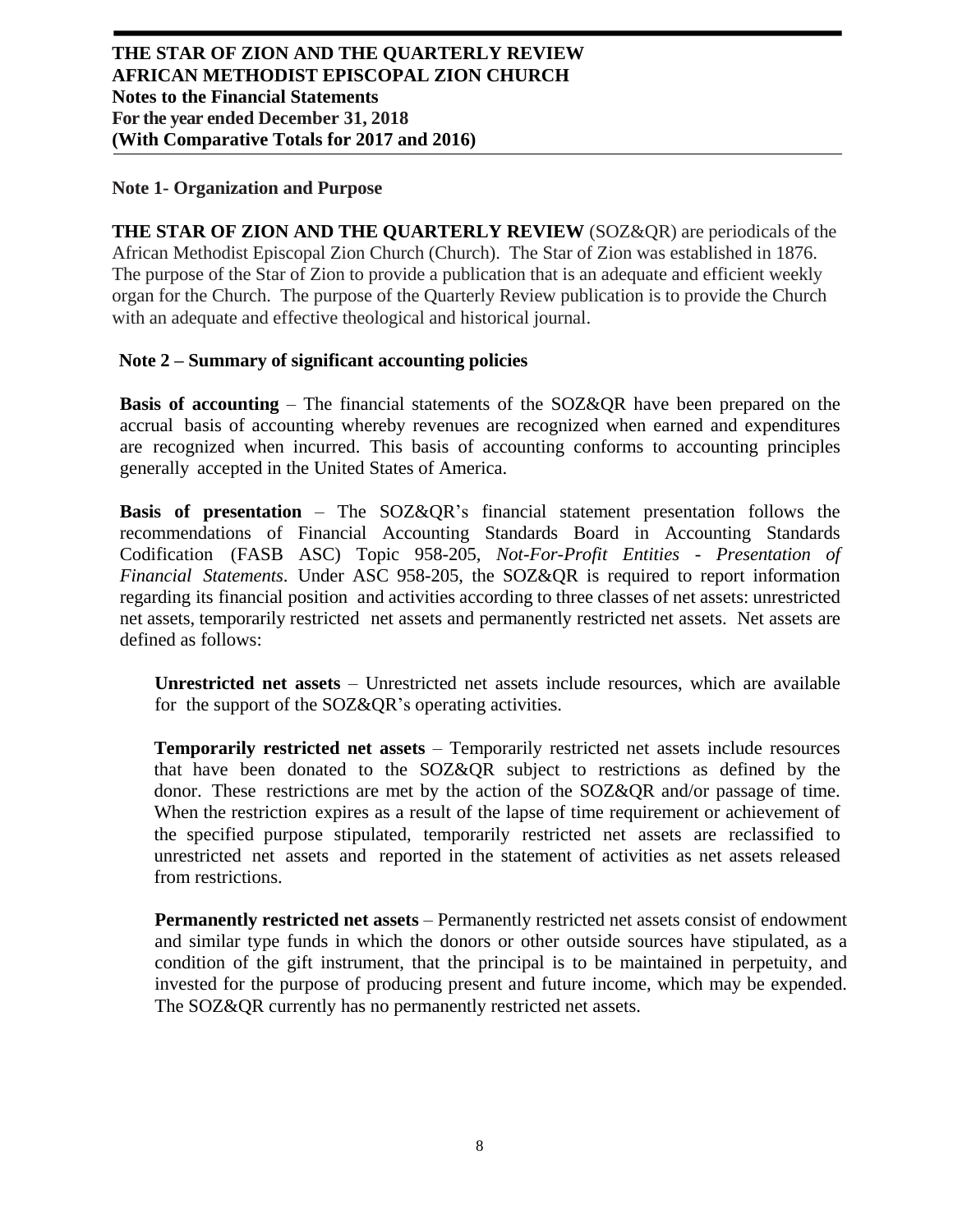**THE STAR OF ZION AND THE QUARTERLY REVIEW**
**AFRICAN METHODIST EPISCOPAL ZION CHURCH**
**Notes to the Financial Statements**
**For the year ended December 31, 2018**
**(With Comparative Totals for 2017 and 2016)**

## Note 1- Organization and Purpose

**THE STAR OF ZION AND THE QUARTERLY REVIEW** (SOZ&QR) are periodicals of the African Methodist Episcopal Zion Church (Church). The Star of Zion was established in 1876. The purpose of the Star of Zion to provide a publication that is an adequate and efficient weekly organ for the Church. The purpose of the Quarterly Review publication is to provide the Church with an adequate and effective theological and historical journal.

## Note 2 – Summary of significant accounting policies

**Basis of accounting** – The financial statements of the SOZ&QR have been prepared on the accrual basis of accounting whereby revenues are recognized when earned and expenditures are recognized when incurred. This basis of accounting conforms to accounting principles generally accepted in the United States of America.

**Basis of presentation** – The SOZ&QR's financial statement presentation follows the recommendations of Financial Accounting Standards Board in Accounting Standards Codification (FASB ASC) Topic 958-205, *Not-For-Profit Entities - Presentation of Financial Statements*. Under ASC 958-205, the SOZ&QR is required to report information regarding its financial position and activities according to three classes of net assets: unrestricted net assets, temporarily restricted net assets and permanently restricted net assets. Net assets are defined as follows:

**Unrestricted net assets** – Unrestricted net assets include resources, which are available for the support of the SOZ&QR's operating activities.

**Temporarily restricted net assets** – Temporarily restricted net assets include resources that have been donated to the SOZ&QR subject to restrictions as defined by the donor. These restrictions are met by the action of the SOZ&QR and/or passage of time. When the restriction expires as a result of the lapse of time requirement or achievement of the specified purpose stipulated, temporarily restricted net assets are reclassified to unrestricted net assets and reported in the statement of activities as net assets released from restrictions.

**Permanently restricted net assets** – Permanently restricted net assets consist of endowment and similar type funds in which the donors or other outside sources have stipulated, as a condition of the gift instrument, that the principal is to be maintained in perpetuity, and invested for the purpose of producing present and future income, which may be expended. The SOZ&QR currently has no permanently restricted net assets.